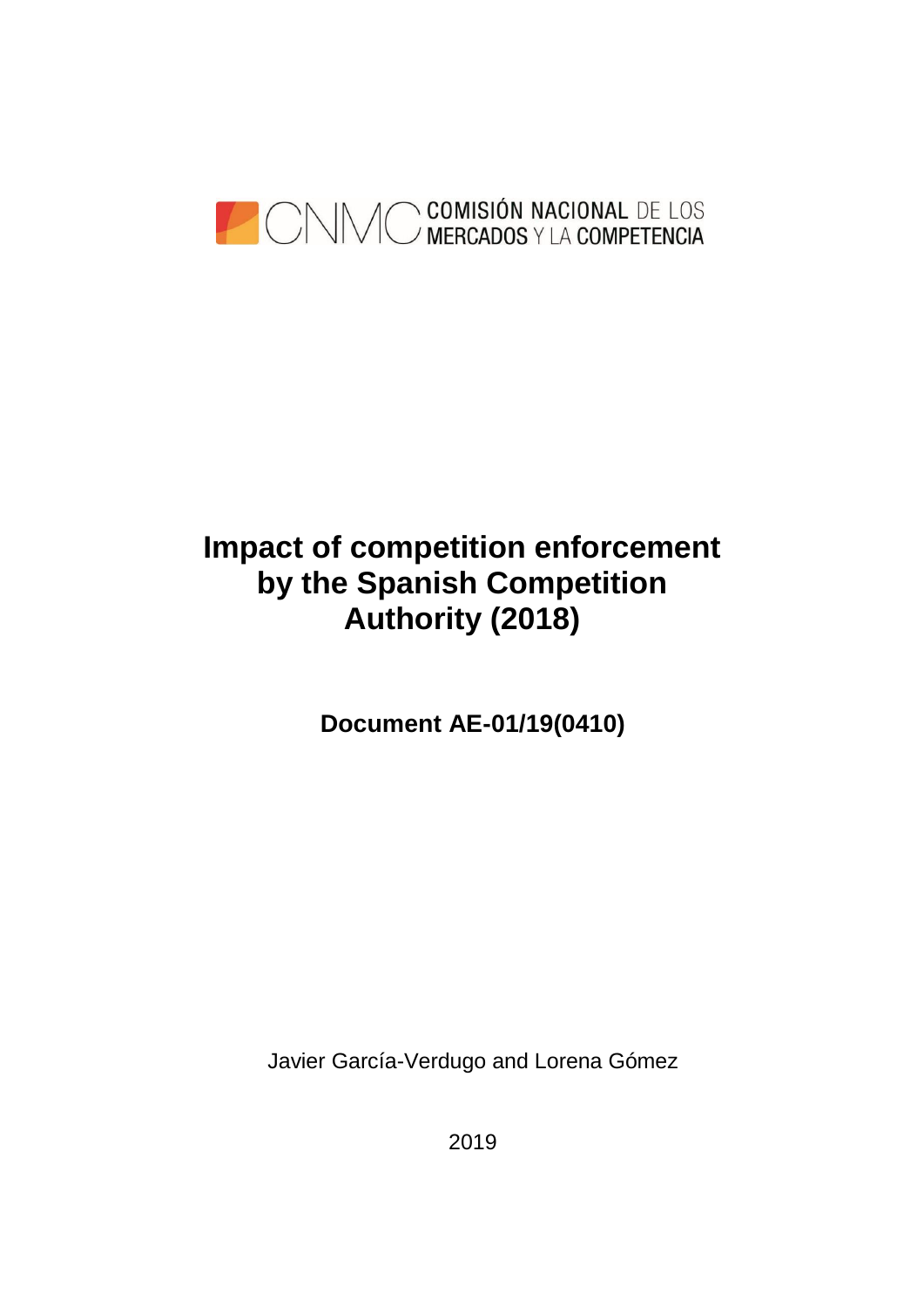COMISIÓN NACIONAL DE LOS MERCADOS Y LA COMPETENCIA

# Impact of competition enforcement by the Spanish Competition Authority (2018)

**Document AE-01/19(0410)**

Javier García-Verdugo and Lorena Gómez

2019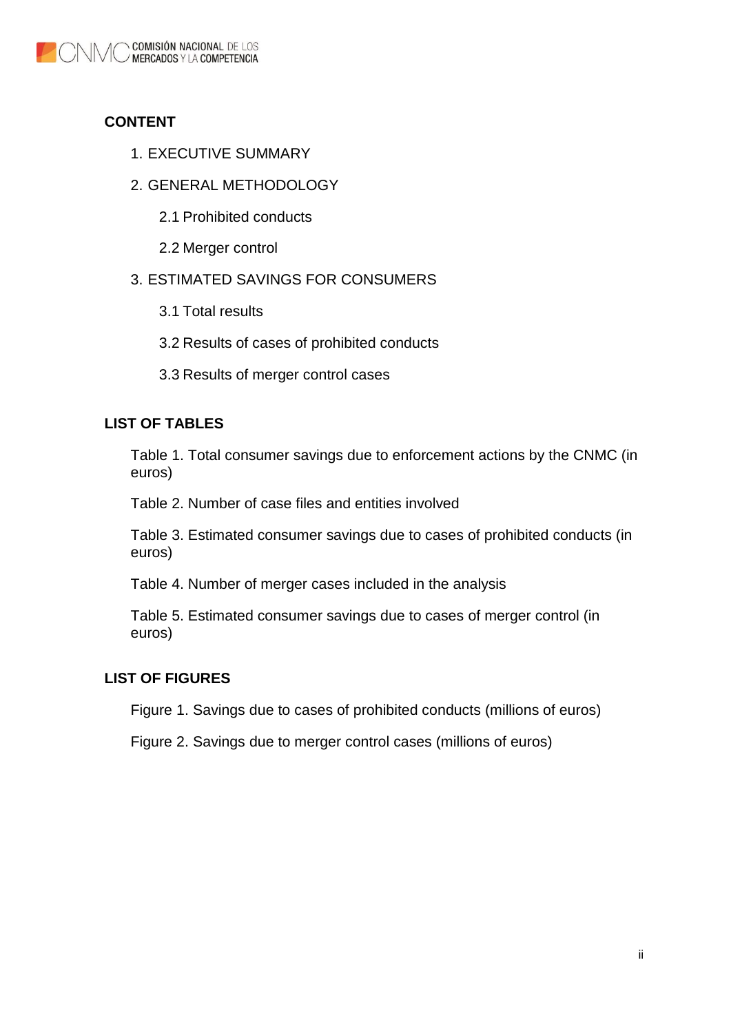## CONTENT

1. EXECUTIVE SUMMARY
2. GENERAL METHODOLOGY
   - 2.1 Prohibited conducts
   - 2.2 Merger control
3. ESTIMATED SAVINGS FOR CONSUMERS
   - 3.1 Total results
   - 3.2 Results of cases of prohibited conducts
   - 3.3 Results of merger control cases

## LIST OF TABLES

Table 1. Total consumer savings due to enforcement actions by the CNMC (in euros)

Table 2. Number of case files and entities involved

Table 3. Estimated consumer savings due to cases of prohibited conducts (in euros)

Table 4. Number of merger cases included in the analysis

Table 5. Estimated consumer savings due to cases of merger control (in euros)

## LIST OF FIGURES

Figure 1. Savings due to cases of prohibited conducts (millions of euros)

Figure 2. Savings due to merger control cases (millions of euros)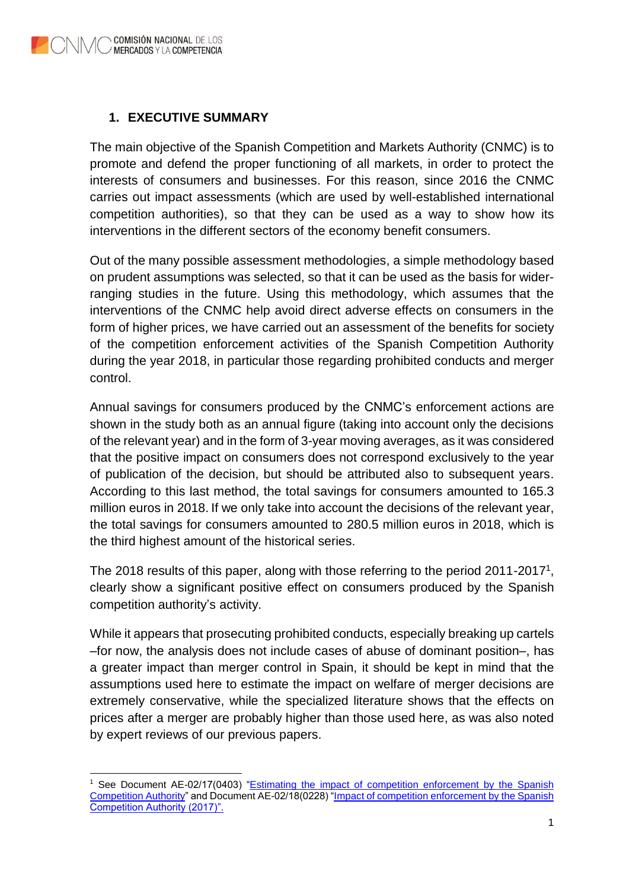## 1. EXECUTIVE SUMMARY

The main objective of the Spanish Competition and Markets Authority (CNMC) is to promote and defend the proper functioning of all markets, in order to protect the interests of consumers and businesses. For this reason, since 2016 the CNMC carries out impact assessments (which are used by well-established international competition authorities), so that they can be used as a way to show how its interventions in the different sectors of the economy benefit consumers.

Out of the many possible assessment methodologies, a simple methodology based on prudent assumptions was selected, so that it can be used as the basis for wider-ranging studies in the future. Using this methodology, which assumes that the interventions of the CNMC help avoid direct adverse effects on consumers in the form of higher prices, we have carried out an assessment of the benefits for society of the competition enforcement activities of the Spanish Competition Authority during the year 2018, in particular those regarding prohibited conducts and merger control.

Annual savings for consumers produced by the CNMC's enforcement actions are shown in the study both as an annual figure (taking into account only the decisions of the relevant year) and in the form of 3-year moving averages, as it was considered that the positive impact on consumers does not correspond exclusively to the year of publication of the decision, but should be attributed also to subsequent years. According to this last method, the total savings for consumers amounted to 165.3 million euros in 2018. If we only take into account the decisions of the relevant year, the total savings for consumers amounted to 280.5 million euros in 2018, which is the third highest amount of the historical series.

The 2018 results of this paper, along with those referring to the period 2011-2017[1], clearly show a significant positive effect on consumers produced by the Spanish competition authority's activity.

While it appears that prosecuting prohibited conducts, especially breaking up cartels –for now, the analysis does not include cases of abuse of dominant position–, has a greater impact than merger control in Spain, it should be kept in mind that the assumptions used here to estimate the impact on welfare of merger decisions are extremely conservative, while the specialized literature shows that the effects on prices after a merger are probably higher than those used here, as was also noted by expert reviews of our previous papers.

---

[1] See Document AE-02/17(0403) "Estimating the impact of competition enforcement by the Spanish Competition Authority" and Document AE-02/18(0228) "Impact of competition enforcement by the Spanish Competition Authority (2017)".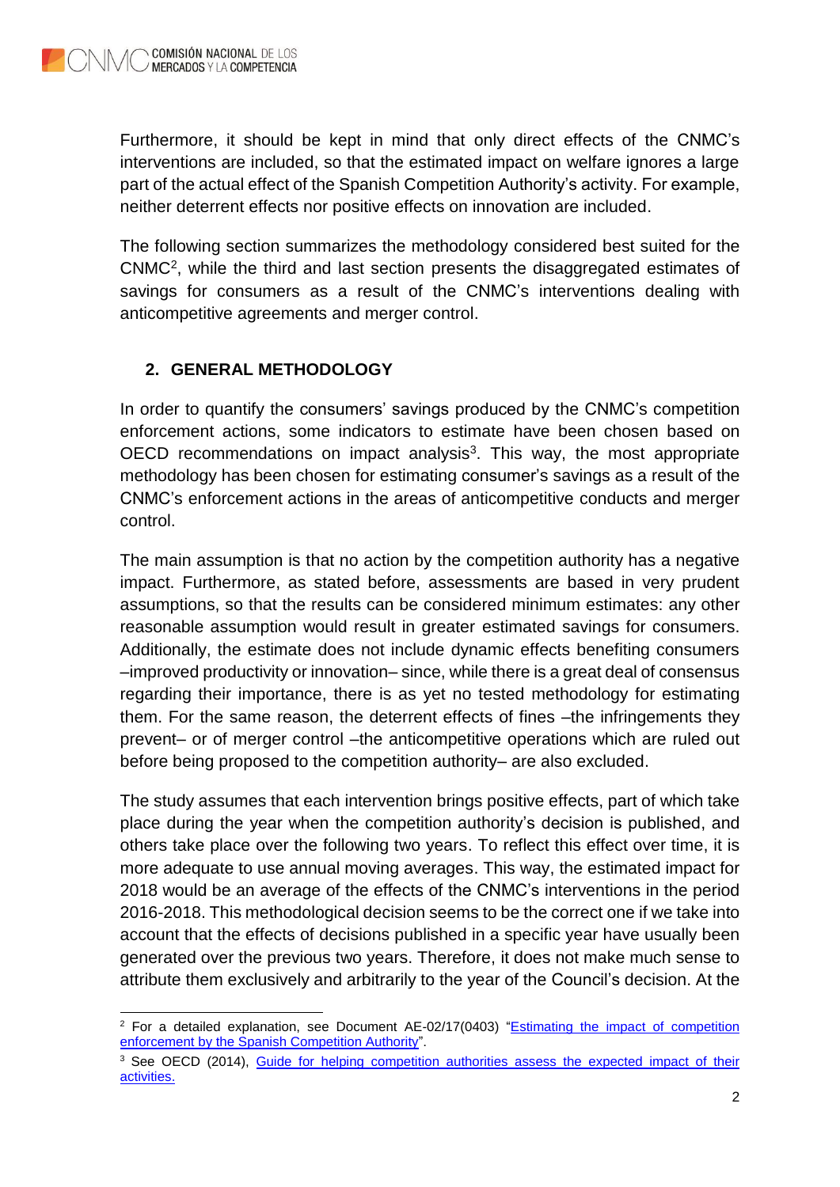Furthermore, it should be kept in mind that only direct effects of the CNMC's interventions are included, so that the estimated impact on welfare ignores a large part of the actual effect of the Spanish Competition Authority's activity. For example, neither deterrent effects nor positive effects on innovation are included.

The following section summarizes the methodology considered best suited for the CNMC[2], while the third and last section presents the disaggregated estimates of savings for consumers as a result of the CNMC's interventions dealing with anticompetitive agreements and merger control.

## 2. GENERAL METHODOLOGY

In order to quantify the consumers' savings produced by the CNMC's competition enforcement actions, some indicators to estimate have been chosen based on OECD recommendations on impact analysis[3]. This way, the most appropriate methodology has been chosen for estimating consumer's savings as a result of the CNMC's enforcement actions in the areas of anticompetitive conducts and merger control.

The main assumption is that no action by the competition authority has a negative impact. Furthermore, as stated before, assessments are based in very prudent assumptions, so that the results can be considered minimum estimates: any other reasonable assumption would result in greater estimated savings for consumers. Additionally, the estimate does not include dynamic effects benefiting consumers –improved productivity or innovation– since, while there is a great deal of consensus regarding their importance, there is as yet no tested methodology for estimating them. For the same reason, the deterrent effects of fines –the infringements they prevent– or of merger control –the anticompetitive operations which are ruled out before being proposed to the competition authority– are also excluded.

The study assumes that each intervention brings positive effects, part of which take place during the year when the competition authority's decision is published, and others take place over the following two years. To reflect this effect over time, it is more adequate to use annual moving averages. This way, the estimated impact for 2018 would be an average of the effects of the CNMC's interventions in the period 2016-2018. This methodological decision seems to be the correct one if we take into account that the effects of decisions published in a specific year have usually been generated over the previous two years. Therefore, it does not make much sense to attribute them exclusively and arbitrarily to the year of the Council's decision. At the

---

[2] For a detailed explanation, see Document AE-02/17(0403) "Estimating the impact of competition enforcement by the Spanish Competition Authority".

[3] See OECD (2014), Guide for helping competition authorities assess the expected impact of their activities.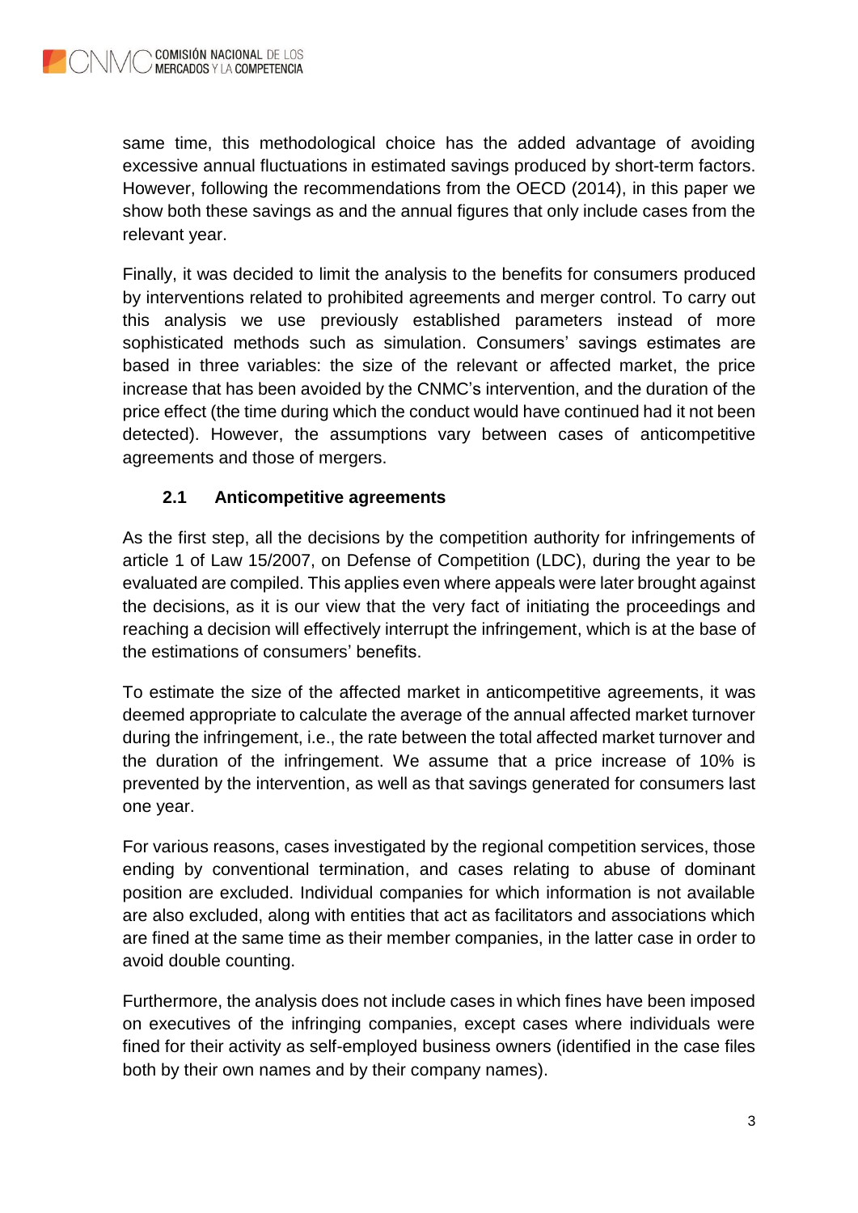same time, this methodological choice has the added advantage of avoiding excessive annual fluctuations in estimated savings produced by short-term factors. However, following the recommendations from the OECD (2014), in this paper we show both these savings as and the annual figures that only include cases from the relevant year.

Finally, it was decided to limit the analysis to the benefits for consumers produced by interventions related to prohibited agreements and merger control. To carry out this analysis we use previously established parameters instead of more sophisticated methods such as simulation. Consumers' savings estimates are based in three variables: the size of the relevant or affected market, the price increase that has been avoided by the CNMC's intervention, and the duration of the price effect (the time during which the conduct would have continued had it not been detected). However, the assumptions vary between cases of anticompetitive agreements and those of mergers.

### 2.1 Anticompetitive agreements

As the first step, all the decisions by the competition authority for infringements of article 1 of Law 15/2007, on Defense of Competition (LDC), during the year to be evaluated are compiled. This applies even where appeals were later brought against the decisions, as it is our view that the very fact of initiating the proceedings and reaching a decision will effectively interrupt the infringement, which is at the base of the estimations of consumers' benefits.

To estimate the size of the affected market in anticompetitive agreements, it was deemed appropriate to calculate the average of the annual affected market turnover during the infringement, i.e., the rate between the total affected market turnover and the duration of the infringement. We assume that a price increase of 10% is prevented by the intervention, as well as that savings generated for consumers last one year.

For various reasons, cases investigated by the regional competition services, those ending by conventional termination, and cases relating to abuse of dominant position are excluded. Individual companies for which information is not available are also excluded, along with entities that act as facilitators and associations which are fined at the same time as their member companies, in the latter case in order to avoid double counting.

Furthermore, the analysis does not include cases in which fines have been imposed on executives of the infringing companies, except cases where individuals were fined for their activity as self-employed business owners (identified in the case files both by their own names and by their company names).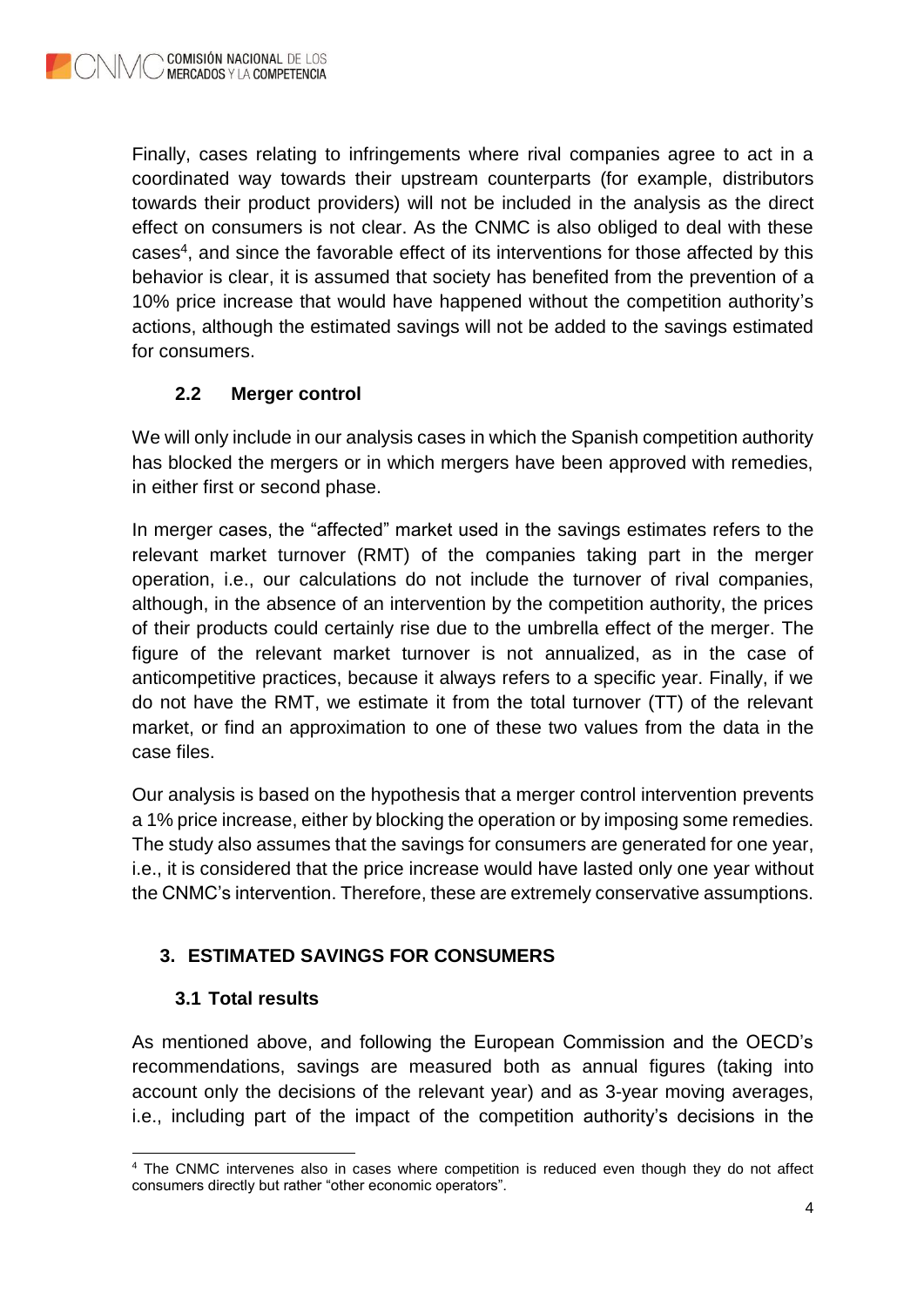Finally, cases relating to infringements where rival companies agree to act in a coordinated way towards their upstream counterparts (for example, distributors towards their product providers) will not be included in the analysis as the direct effect on consumers is not clear. As the CNMC is also obliged to deal with these cases[4], and since the favorable effect of its interventions for those affected by this behavior is clear, it is assumed that society has benefited from the prevention of a 10% price increase that would have happened without the competition authority's actions, although the estimated savings will not be added to the savings estimated for consumers.

### 2.2 Merger control

We will only include in our analysis cases in which the Spanish competition authority has blocked the mergers or in which mergers have been approved with remedies, in either first or second phase.

In merger cases, the "affected" market used in the savings estimates refers to the relevant market turnover (RMT) of the companies taking part in the merger operation, i.e., our calculations do not include the turnover of rival companies, although, in the absence of an intervention by the competition authority, the prices of their products could certainly rise due to the umbrella effect of the merger. The figure of the relevant market turnover is not annualized, as in the case of anticompetitive practices, because it always refers to a specific year. Finally, if we do not have the RMT, we estimate it from the total turnover (TT) of the relevant market, or find an approximation to one of these two values from the data in the case files.

Our analysis is based on the hypothesis that a merger control intervention prevents a 1% price increase, either by blocking the operation or by imposing some remedies. The study also assumes that the savings for consumers are generated for one year, i.e., it is considered that the price increase would have lasted only one year without the CNMC's intervention. Therefore, these are extremely conservative assumptions.

## 3. ESTIMATED SAVINGS FOR CONSUMERS

### 3.1 Total results

As mentioned above, and following the European Commission and the OECD's recommendations, savings are measured both as annual figures (taking into account only the decisions of the relevant year) and as 3-year moving averages, i.e., including part of the impact of the competition authority's decisions in the

[4] The CNMC intervenes also in cases where competition is reduced even though they do not affect consumers directly but rather "other economic operators".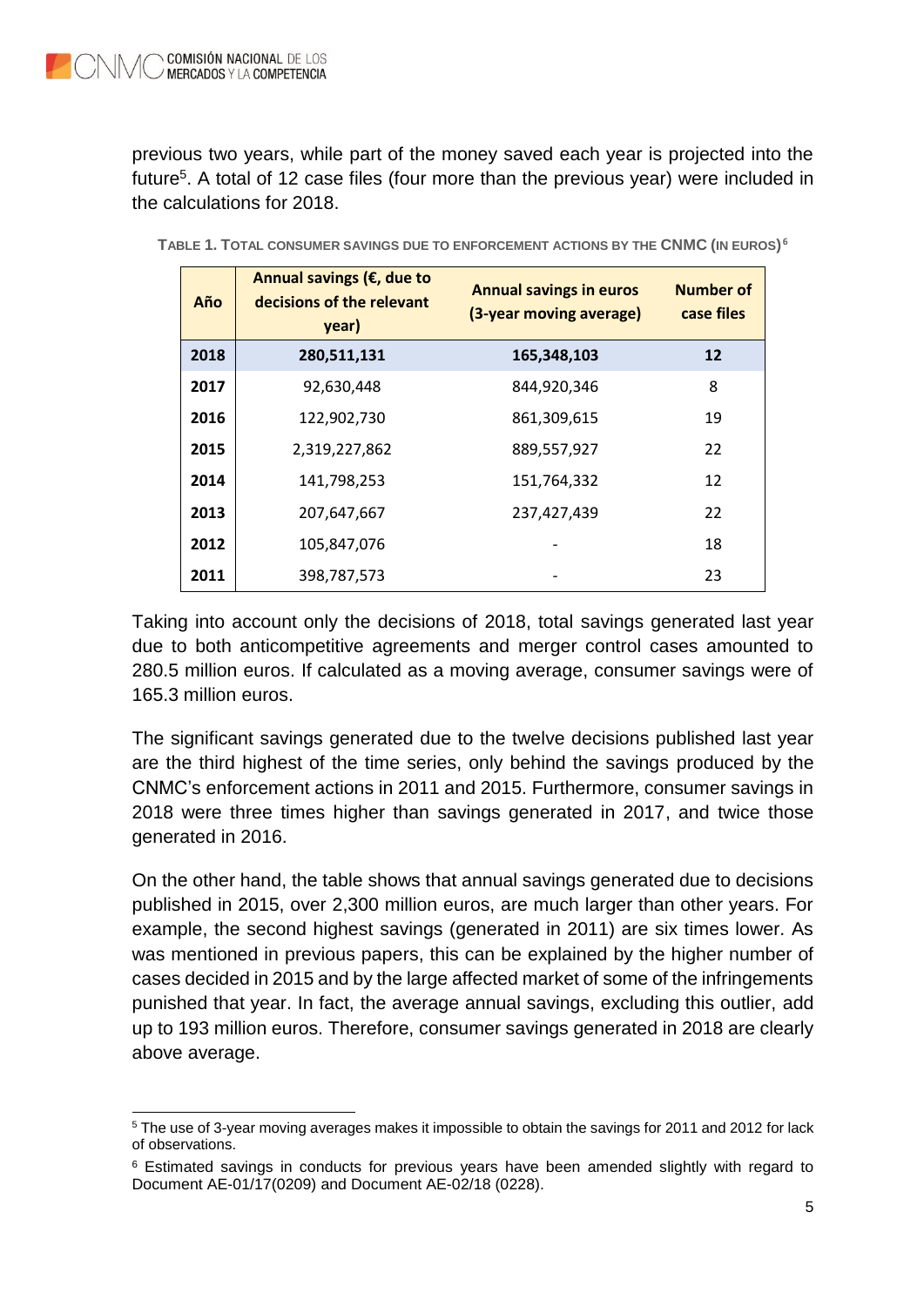previous two years, while part of the money saved each year is projected into the future[5]. A total of 12 case files (four more than the previous year) were included in the calculations for 2018.

**TABLE 1. TOTAL CONSUMER SAVINGS DUE TO ENFORCEMENT ACTIONS BY THE CNMC (IN EUROS)[6]**

| Año | Annual savings (€, due to decisions of the relevant year) | Annual savings in euros (3-year moving average) | Number of case files |
|---|---|---|---|
| **2018** | **280,511,131** | **165,348,103** | **12** |
| **2017** | 92,630,448 | 844,920,346 | 8 |
| **2016** | 122,902,730 | 861,309,615 | 19 |
| **2015** | 2,319,227,862 | 889,557,927 | 22 |
| **2014** | 141,798,253 | 151,764,332 | 12 |
| **2013** | 207,647,667 | 237,427,439 | 22 |
| **2012** | 105,847,076 | - | 18 |
| **2011** | 398,787,573 | - | 23 |

Taking into account only the decisions of 2018, total savings generated last year due to both anticompetitive agreements and merger control cases amounted to 280.5 million euros. If calculated as a moving average, consumer savings were of 165.3 million euros.

The significant savings generated due to the twelve decisions published last year are the third highest of the time series, only behind the savings produced by the CNMC's enforcement actions in 2011 and 2015. Furthermore, consumer savings in 2018 were three times higher than savings generated in 2017, and twice those generated in 2016.

On the other hand, the table shows that annual savings generated due to decisions published in 2015, over 2,300 million euros, are much larger than other years. For example, the second highest savings (generated in 2011) are six times lower. As was mentioned in previous papers, this can be explained by the higher number of cases decided in 2015 and by the large affected market of some of the infringements punished that year. In fact, the average annual savings, excluding this outlier, add up to 193 million euros. Therefore, consumer savings generated in 2018 are clearly above average.

---

[5] The use of 3-year moving averages makes it impossible to obtain the savings for 2011 and 2012 for lack of observations.

[6] Estimated savings in conducts for previous years have been amended slightly with regard to Document AE-01/17(0209) and Document AE-02/18 (0228).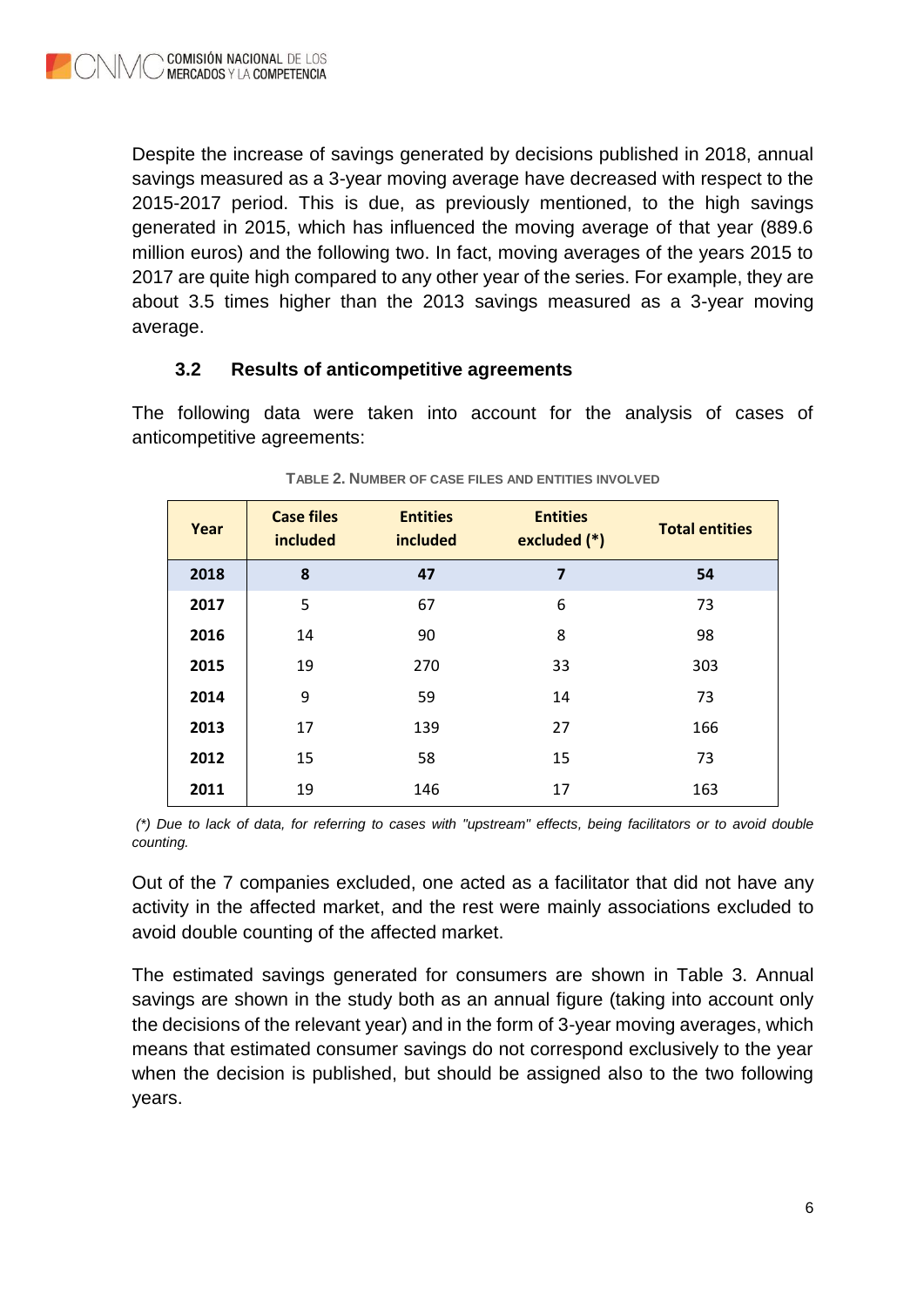Despite the increase of savings generated by decisions published in 2018, annual savings measured as a 3-year moving average have decreased with respect to the 2015-2017 period. This is due, as previously mentioned, to the high savings generated in 2015, which has influenced the moving average of that year (889.6 million euros) and the following two. In fact, moving averages of the years 2015 to 2017 are quite high compared to any other year of the series. For example, they are about 3.5 times higher than the 2013 savings measured as a 3-year moving average.

### 3.2 Results of anticompetitive agreements

The following data were taken into account for the analysis of cases of anticompetitive agreements:

TABLE 2. NUMBER OF CASE FILES AND ENTITIES INVOLVED

| Year | Case files included | Entities included | Entities excluded (*) | Total entities |
|---|---|---|---|---|
| **2018** | **8** | **47** | **7** | **54** |
| **2017** | 5 | 67 | 6 | 73 |
| **2016** | 14 | 90 | 8 | 98 |
| **2015** | 19 | 270 | 33 | 303 |
| **2014** | 9 | 59 | 14 | 73 |
| **2013** | 17 | 139 | 27 | 166 |
| **2012** | 15 | 58 | 15 | 73 |
| **2011** | 19 | 146 | 17 | 163 |

*(\*) Due to lack of data, for referring to cases with "upstream" effects, being facilitators or to avoid double counting.*

Out of the 7 companies excluded, one acted as a facilitator that did not have any activity in the affected market, and the rest were mainly associations excluded to avoid double counting of the affected market.

The estimated savings generated for consumers are shown in Table 3. Annual savings are shown in the study both as an annual figure (taking into account only the decisions of the relevant year) and in the form of 3-year moving averages, which means that estimated consumer savings do not correspond exclusively to the year when the decision is published, but should be assigned also to the two following years.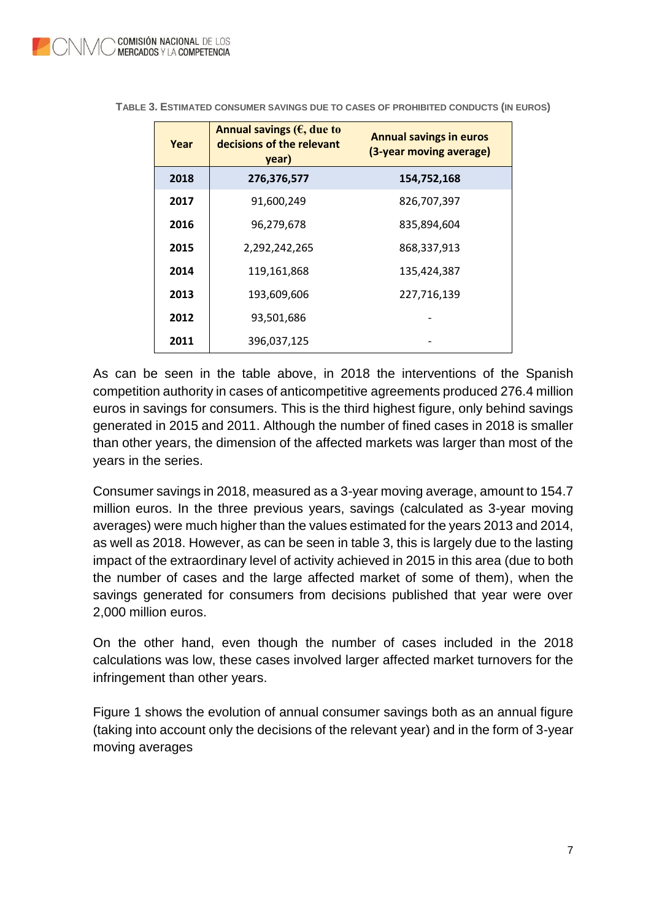TABLE 3. ESTIMATED CONSUMER SAVINGS DUE TO CASES OF PROHIBITED CONDUCTS (IN EUROS)

| Year | Annual savings (€, due to decisions of the relevant year) | Annual savings in euros (3-year moving average) |
|---|---|---|
| **2018** | **276,376,577** | **154,752,168** |
| **2017** | 91,600,249 | 826,707,397 |
| **2016** | 96,279,678 | 835,894,604 |
| **2015** | 2,292,242,265 | 868,337,913 |
| **2014** | 119,161,868 | 135,424,387 |
| **2013** | 193,609,606 | 227,716,139 |
| **2012** | 93,501,686 | - |
| **2011** | 396,037,125 | - |

As can be seen in the table above, in 2018 the interventions of the Spanish competition authority in cases of anticompetitive agreements produced 276.4 million euros in savings for consumers. This is the third highest figure, only behind savings generated in 2015 and 2011. Although the number of fined cases in 2018 is smaller than other years, the dimension of the affected markets was larger than most of the years in the series.

Consumer savings in 2018, measured as a 3-year moving average, amount to 154.7 million euros. In the three previous years, savings (calculated as 3-year moving averages) were much higher than the values estimated for the years 2013 and 2014, as well as 2018. However, as can be seen in table 3, this is largely due to the lasting impact of the extraordinary level of activity achieved in 2015 in this area (due to both the number of cases and the large affected market of some of them), when the savings generated for consumers from decisions published that year were over 2,000 million euros.

On the other hand, even though the number of cases included in the 2018 calculations was low, these cases involved larger affected market turnovers for the infringement than other years.

Figure 1 shows the evolution of annual consumer savings both as an annual figure (taking into account only the decisions of the relevant year) and in the form of 3-year moving averages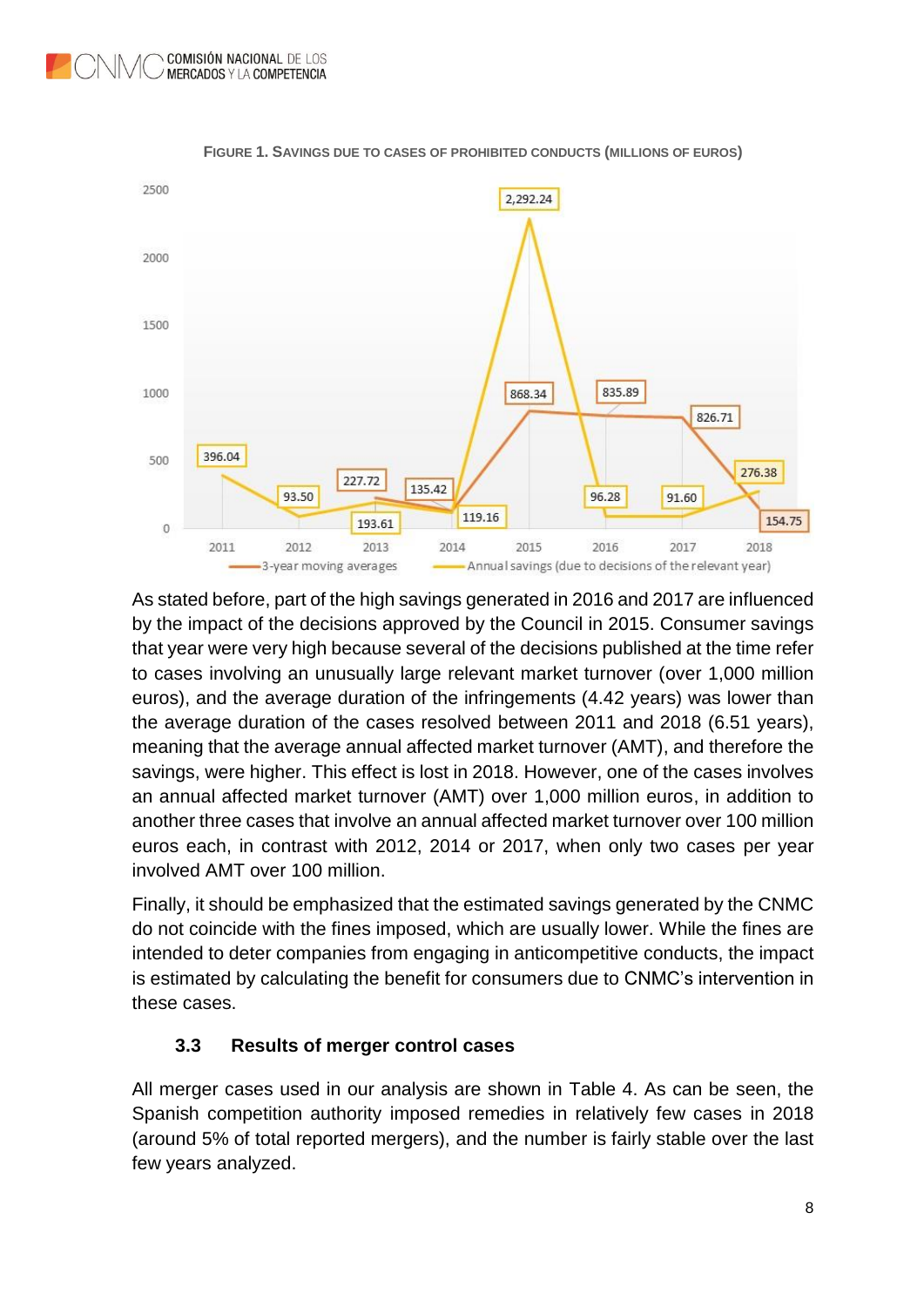FIGURE 1. SAVINGS DUE TO CASES OF PROHIBITED CONDUCTS (MILLIONS OF EUROS)

As stated before, part of the high savings generated in 2016 and 2017 are influenced by the impact of the decisions approved by the Council in 2015. Consumer savings that year were very high because several of the decisions published at the time refer to cases involving an unusually large relevant market turnover (over 1,000 million euros), and the average duration of the infringements (4.42 years) was lower than the average duration of the cases resolved between 2011 and 2018 (6.51 years), meaning that the average annual affected market turnover (AMT), and therefore the savings, were higher. This effect is lost in 2018. However, one of the cases involves an annual affected market turnover (AMT) over 1,000 million euros, in addition to another three cases that involve an annual affected market turnover over 100 million euros each, in contrast with 2012, 2014 or 2017, when only two cases per year involved AMT over 100 million.

Finally, it should be emphasized that the estimated savings generated by the CNMC do not coincide with the fines imposed, which are usually lower. While the fines are intended to deter companies from engaging in anticompetitive conducts, the impact is estimated by calculating the benefit for consumers due to CNMC's intervention in these cases.

### 3.3 Results of merger control cases

All merger cases used in our analysis are shown in Table 4. As can be seen, the Spanish competition authority imposed remedies in relatively few cases in 2018 (around 5% of total reported mergers), and the number is fairly stable over the last few years analyzed.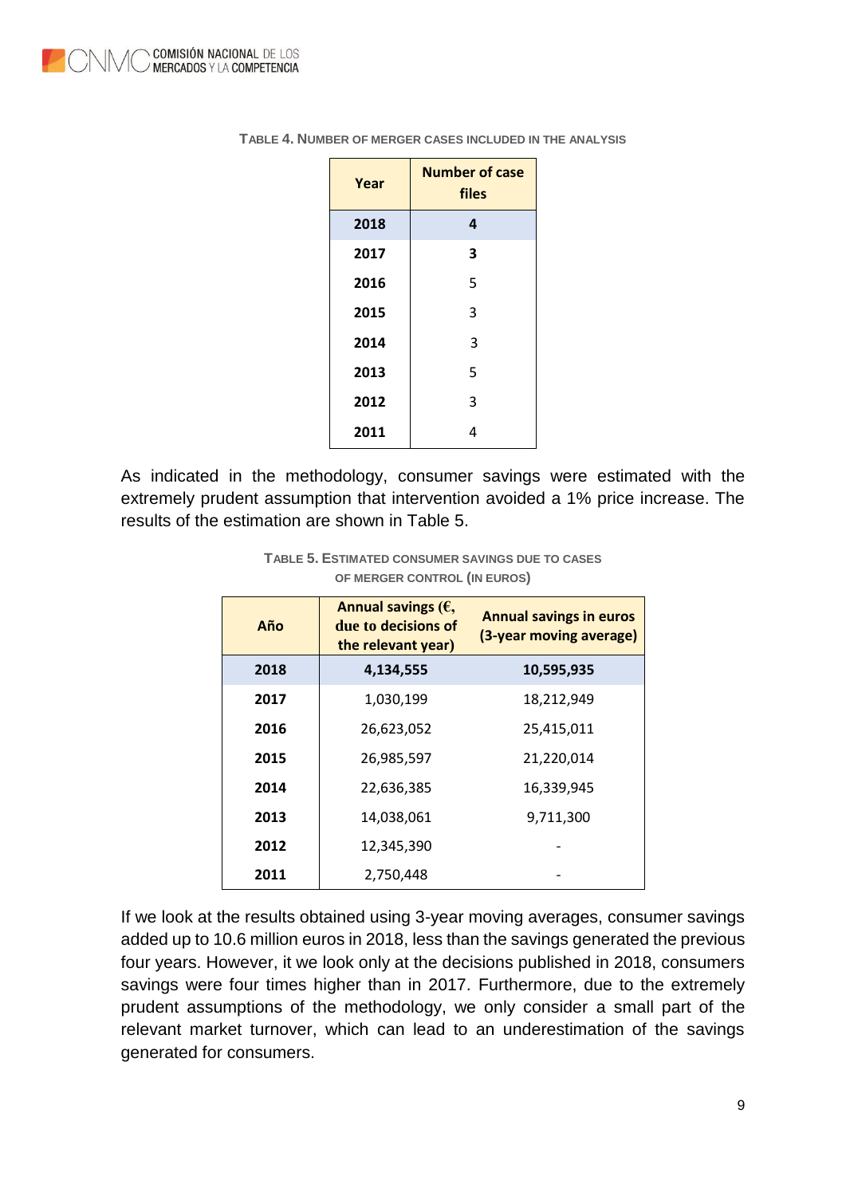TABLE 4. NUMBER OF MERGER CASES INCLUDED IN THE ANALYSIS

| Year | Number of case files |
|---|---|
| **2018** | **4** |
| **2017** | **3** |
| **2016** | 5 |
| **2015** | 3 |
| **2014** | 3 |
| **2013** | 5 |
| **2012** | 3 |
| **2011** | 4 |

As indicated in the methodology, consumer savings were estimated with the extremely prudent assumption that intervention avoided a 1% price increase. The results of the estimation are shown in Table 5.

TABLE 5. ESTIMATED CONSUMER SAVINGS DUE TO CASES OF MERGER CONTROL (IN EUROS)

| Año | Annual savings (€, due to decisions of the relevant year) | Annual savings in euros (3-year moving average) |
|---|---|---|
| **2018** | **4,134,555** | **10,595,935** |
| **2017** | 1,030,199 | 18,212,949 |
| **2016** | 26,623,052 | 25,415,011 |
| **2015** | 26,985,597 | 21,220,014 |
| **2014** | 22,636,385 | 16,339,945 |
| **2013** | 14,038,061 | 9,711,300 |
| **2012** | 12,345,390 | - |
| **2011** | 2,750,448 | - |

If we look at the results obtained using 3-year moving averages, consumer savings added up to 10.6 million euros in 2018, less than the savings generated the previous four years. However, it we look only at the decisions published in 2018, consumers savings were four times higher than in 2017. Furthermore, due to the extremely prudent assumptions of the methodology, we only consider a small part of the relevant market turnover, which can lead to an underestimation of the savings generated for consumers.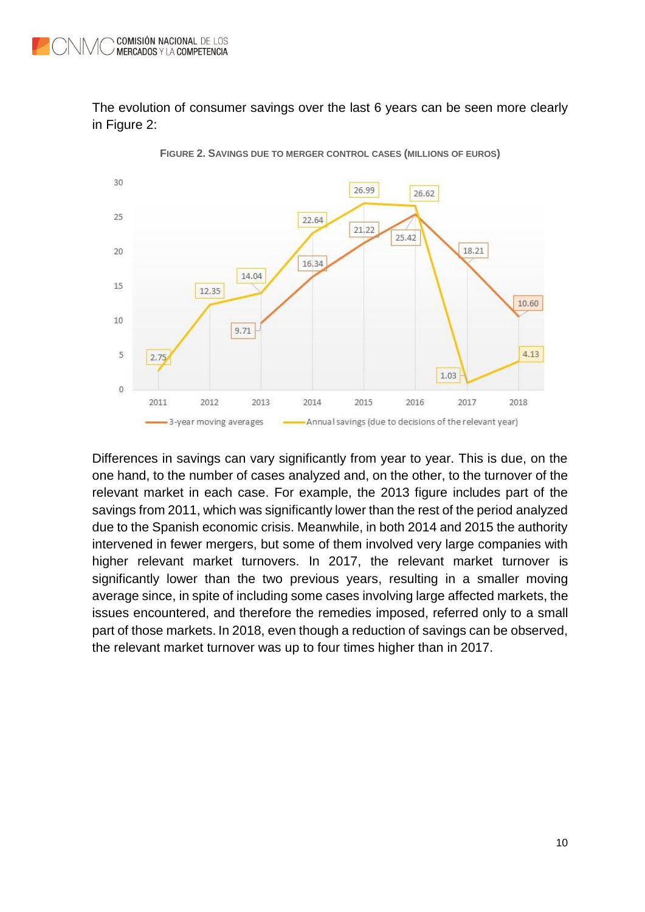The evolution of consumer savings over the last 6 years can be seen more clearly in Figure 2:

**FIGURE 2. SAVINGS DUE TO MERGER CONTROL CASES (MILLIONS OF EUROS)**

30
25
20
15
10
5
0

2011
2012
2013
2014
2015
2016
2017
2018

2.75
12.35
14.04
9.71
22.64
16.34
26.99
21.22
26.62
25.42
18.21
1.03
10.60
4.13

3-year moving averages
Annual savings (due to decisions of the relevant year)

Differences in savings can vary significantly from year to year. This is due, on the one hand, to the number of cases analyzed and, on the other, to the turnover of the relevant market in each case. For example, the 2013 figure includes part of the savings from 2011, which was significantly lower than the rest of the period analyzed due to the Spanish economic crisis. Meanwhile, in both 2014 and 2015 the authority intervened in fewer mergers, but some of them involved very large companies with higher relevant market turnovers. In 2017, the relevant market turnover is significantly lower than the two previous years, resulting in a smaller moving average since, in spite of including some cases involving large affected markets, the issues encountered, and therefore the remedies imposed, referred only to a small part of those markets. In 2018, even though a reduction of savings can be observed, the relevant market turnover was up to four times higher than in 2017.